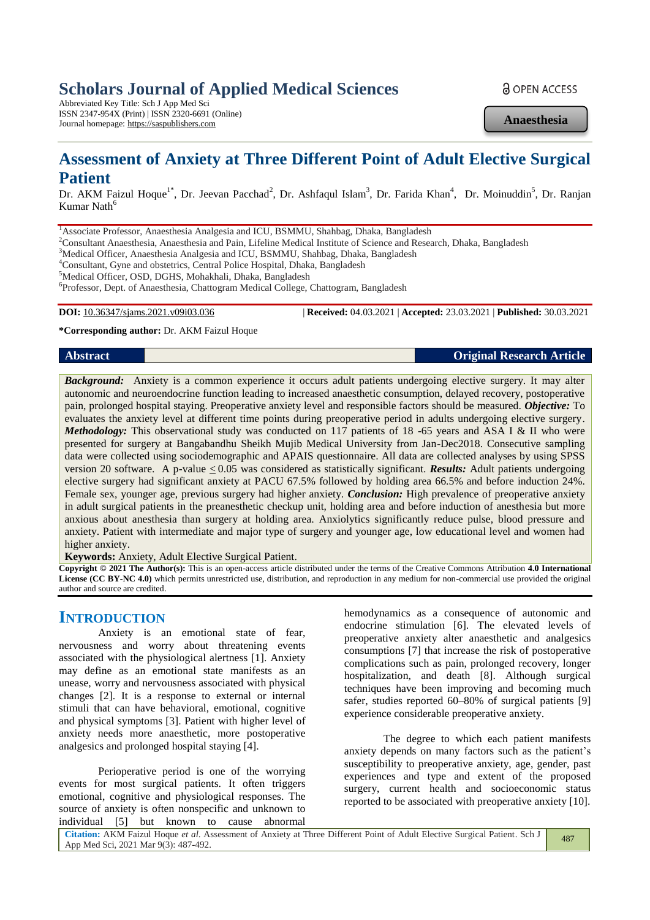Scholars Journal of Applied Medical Sciences
Abbreviated Key Title: Sch J App Med Sci
ISSN 2347-954X (Print) | ISSN 2320-6691 (Online)
Journal homepage: https://saspublishers.com

OPEN ACCESS

Anaesthesia

# Assessment of Anxiety at Three Different Point of Adult Elective Surgical Patient

Dr. AKM Faizul Hoque[1*], Dr. Jeevan Pacchad[2], Dr. Ashfaqul Islam[3], Dr. Farida Khan[4], Dr. Moinuddin[5], Dr. Ranjan Kumar Nath[6]

[1]Associate Professor, Anaesthesia Analgesia and ICU, BSMMU, Shahbag, Dhaka, Bangladesh
[2]Consultant Anaesthesia, Anaesthesia and Pain, Lifeline Medical Institute of Science and Research, Dhaka, Bangladesh
[3]Medical Officer, Anaesthesia Analgesia and ICU, BSMMU, Shahbag, Dhaka, Bangladesh
[4]Consultant, Gyne and obstetrics, Central Police Hospital, Dhaka, Bangladesh
[5]Medical Officer, OSD, DGHS, Mohakhali, Dhaka, Bangladesh
[6]Professor, Dept. of Anaesthesia, Chattogram Medical College, Chattogram, Bangladesh

**DOI:** 10.36347/sjams.2021.v09i03.036 | **Received:** 04.03.2021 | **Accepted:** 23.03.2021 | **Published:** 30.03.2021

**\*Corresponding author:** Dr. AKM Faizul Hoque

## Abstract

**Original Research Article**

***Background:*** Anxiety is a common experience it occurs adult patients undergoing elective surgery. It may alter autonomic and neuroendocrine function leading to increased anaesthetic consumption, delayed recovery, postoperative pain, prolonged hospital staying. Preoperative anxiety level and responsible factors should be measured. ***Objective:*** To evaluates the anxiety level at different time points during preoperative period in adults undergoing elective surgery. ***Methodology:*** This observational study was conducted on 117 patients of 18 -65 years and ASA I & II who were presented for surgery at Bangabandhu Sheikh Mujib Medical University from Jan-Dec2018. Consecutive sampling data were collected using sociodemographic and APAIS questionnaire. All data are collected analyses by using SPSS version 20 software. A p-value $\leq$ 0.05 was considered as statistically significant. ***Results:*** Adult patients undergoing elective surgery had significant anxiety at PACU 67.5% followed by holding area 66.5% and before induction 24%. Female sex, younger age, previous surgery had higher anxiety. ***Conclusion:*** High prevalence of preoperative anxiety in adult surgical patients in the preanesthetic checkup unit, holding area and before induction of anesthesia but more anxious about anesthesia than surgery at holding area. Anxiolytics significantly reduce pulse, blood pressure and anxiety. Patient with intermediate and major type of surgery and younger age, low educational level and women had higher anxiety.

**Keywords:** Anxiety, Adult Elective Surgical Patient.

**Copyright © 2021 The Author(s):** This is an open-access article distributed under the terms of the Creative Commons Attribution **4.0 International License (CC BY-NC 4.0)** which permits unrestricted use, distribution, and reproduction in any medium for non-commercial use provided the original author and source are credited.

## INTRODUCTION

Anxiety is an emotional state of fear, nervousness and worry about threatening events associated with the physiological alertness [1]. Anxiety may define as an emotional state manifests as an unease, worry and nervousness associated with physical changes [2]. It is a response to external or internal stimuli that can have behavioral, emotional, cognitive and physical symptoms [3]. Patient with higher level of anxiety needs more anaesthetic, more postoperative analgesics and prolonged hospital staying [4].

Perioperative period is one of the worrying events for most surgical patients. It often triggers emotional, cognitive and physiological responses. The source of anxiety is often nonspecific and unknown to individual [5] but known to cause abnormal hemodynamics as a consequence of autonomic and endocrine stimulation [6]. The elevated levels of preoperative anxiety alter anaesthetic and analgesics consumptions [7] that increase the risk of postoperative complications such as pain, prolonged recovery, longer hospitalization, and death [8]. Although surgical techniques have been improving and becoming much safer, studies reported 60–80% of surgical patients [9] experience considerable preoperative anxiety.

The degree to which each patient manifests anxiety depends on many factors such as the patient's susceptibility to preoperative anxiety, age, gender, past experiences and type and extent of the proposed surgery, current health and socioeconomic status reported to be associated with preoperative anxiety [10].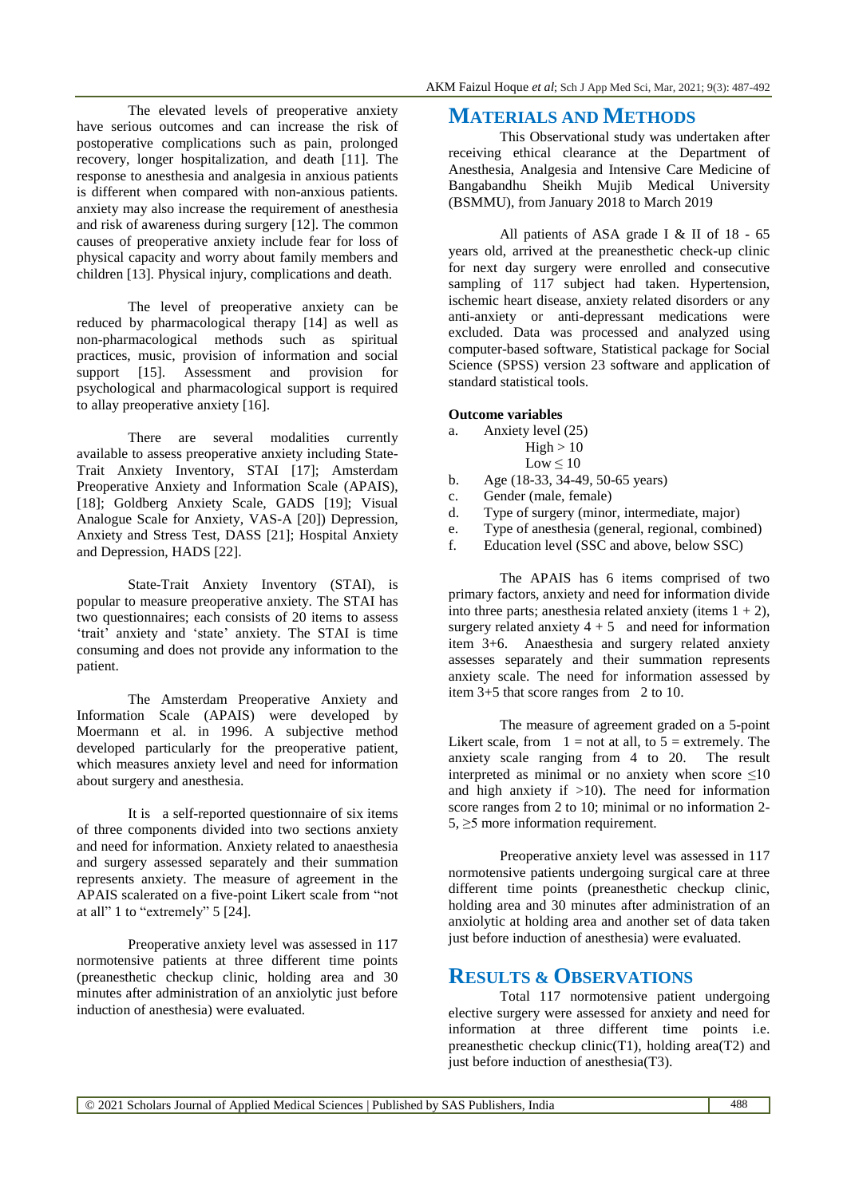The elevated levels of preoperative anxiety have serious outcomes and can increase the risk of postoperative complications such as pain, prolonged recovery, longer hospitalization, and death [11]. The response to anesthesia and analgesia in anxious patients is different when compared with non-anxious patients. anxiety may also increase the requirement of anesthesia and risk of awareness during surgery [12]. The common causes of preoperative anxiety include fear for loss of physical capacity and worry about family members and children [13]. Physical injury, complications and death.

The level of preoperative anxiety can be reduced by pharmacological therapy [14] as well as non-pharmacological methods such as spiritual practices, music, provision of information and social support [15]. Assessment and provision for psychological and pharmacological support is required to allay preoperative anxiety [16].

There are several modalities currently available to assess preoperative anxiety including State-Trait Anxiety Inventory, STAI [17]; Amsterdam Preoperative Anxiety and Information Scale (APAIS), [18]; Goldberg Anxiety Scale, GADS [19]; Visual Analogue Scale for Anxiety, VAS-A [20]) Depression, Anxiety and Stress Test, DASS [21]; Hospital Anxiety and Depression, HADS [22].

State-Trait Anxiety Inventory (STAI), is popular to measure preoperative anxiety. The STAI has two questionnaires; each consists of 20 items to assess 'trait' anxiety and 'state' anxiety. The STAI is time consuming and does not provide any information to the patient.

The Amsterdam Preoperative Anxiety and Information Scale (APAIS) were developed by Moermann et al. in 1996. A subjective method developed particularly for the preoperative patient, which measures anxiety level and need for information about surgery and anesthesia.

It is a self-reported questionnaire of six items of three components divided into two sections anxiety and need for information. Anxiety related to anaesthesia and surgery assessed separately and their summation represents anxiety. The measure of agreement in the APAIS scalerated on a five-point Likert scale from "not at all" 1 to "extremely" 5 [24].

Preoperative anxiety level was assessed in 117 normotensive patients at three different time points (preanesthetic checkup clinic, holding area and 30 minutes after administration of an anxiolytic just before induction of anesthesia) were evaluated.

# MATERIALS AND METHODS

This Observational study was undertaken after receiving ethical clearance at the Department of Anesthesia, Analgesia and Intensive Care Medicine of Bangabandhu Sheikh Mujib Medical University (BSMMU), from January 2018 to March 2019

All patients of ASA grade I & II of 18 - 65 years old, arrived at the preanesthetic check-up clinic for next day surgery were enrolled and consecutive sampling of 117 subject had taken. Hypertension, ischemic heart disease, anxiety related disorders or any anti-anxiety or anti-depressant medications were excluded. Data was processed and analyzed using computer-based software, Statistical package for Social Science (SPSS) version 23 software and application of standard statistical tools.

**Outcome variables**

a. Anxiety level (25)
   High > 10
   Low ≤ 10
b. Age (18-33, 34-49, 50-65 years)
c. Gender (male, female)
d. Type of surgery (minor, intermediate, major)
e. Type of anesthesia (general, regional, combined)
f. Education level (SSC and above, below SSC)

The APAIS has 6 items comprised of two primary factors, anxiety and need for information divide into three parts; anesthesia related anxiety (items 1 + 2), surgery related anxiety 4 + 5 and need for information item 3+6. Anaesthesia and surgery related anxiety assesses separately and their summation represents anxiety scale. The need for information assessed by item 3+5 that score ranges from 2 to 10.

The measure of agreement graded on a 5-point Likert scale, from 1 = not at all, to 5 = extremely. The anxiety scale ranging from 4 to 20. The result interpreted as minimal or no anxiety when score ≤10 and high anxiety if >10). The need for information score ranges from 2 to 10; minimal or no information 2-5, ≥5 more information requirement.

Preoperative anxiety level was assessed in 117 normotensive patients undergoing surgical care at three different time points (preanesthetic checkup clinic, holding area and 30 minutes after administration of an anxiolytic at holding area and another set of data taken just before induction of anesthesia) were evaluated.

# RESULTS & OBSERVATIONS

Total 117 normotensive patient undergoing elective surgery were assessed for anxiety and need for information at three different time points i.e. preanesthetic checkup clinic(T1), holding area(T2) and just before induction of anesthesia(T3).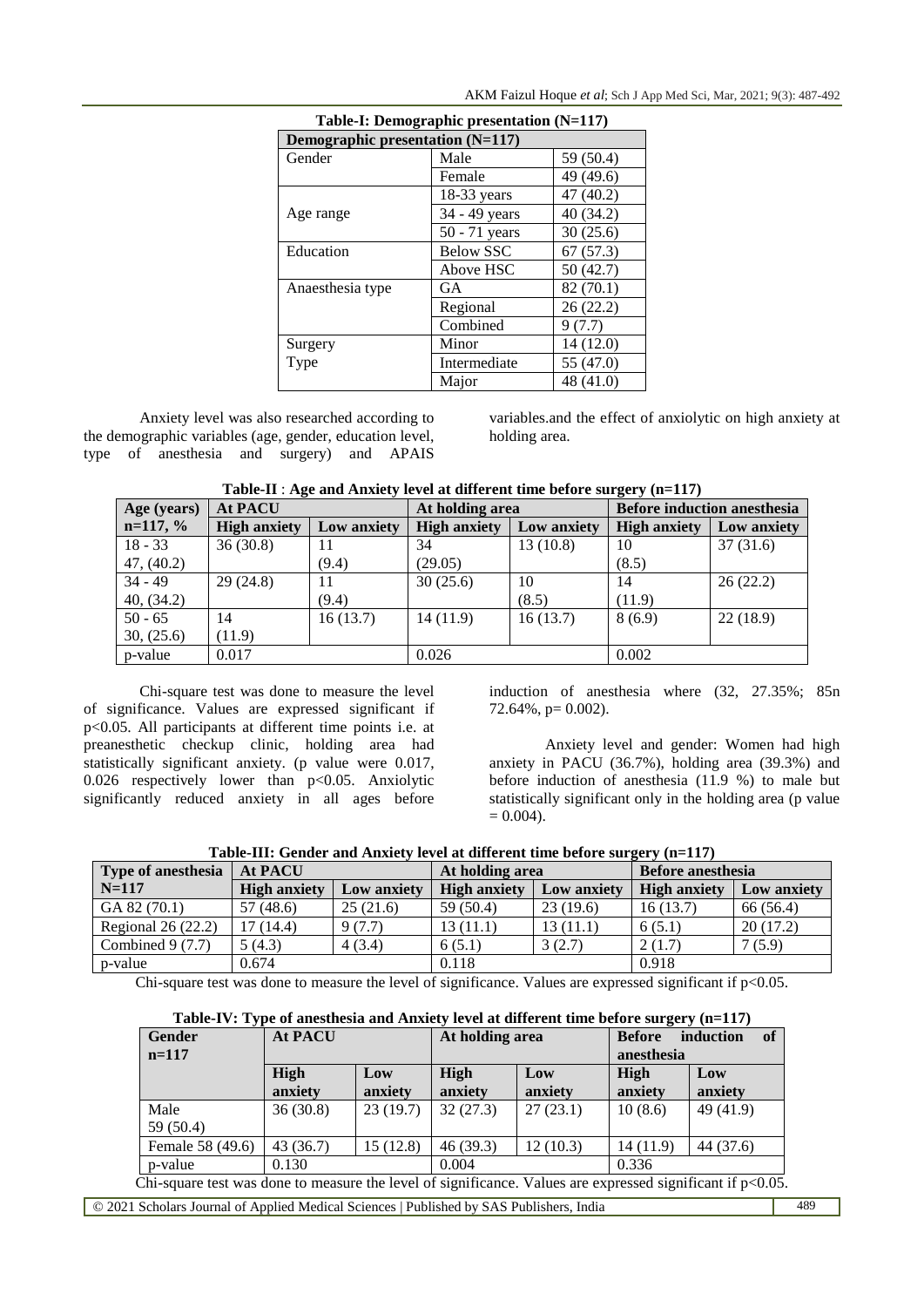**Table-I: Demographic presentation (N=117)**

| Demographic presentation (N=117) | | |
|---|---|---|
| Gender | Male | 59 (50.4) |
| | Female | 49 (49.6) |
| Age range | 18-33 years | 47 (40.2) |
| | 34 - 49 years | 40 (34.2) |
| | 50 - 71 years | 30 (25.6) |
| Education | Below SSC | 67 (57.3) |
| | Above HSC | 50 (42.7) |
| Anaesthesia type | GA | 82 (70.1) |
| | Regional | 26 (22.2) |
| | Combined | 9 (7.7) |
| Surgery Type | Minor | 14 (12.0) |
| | Intermediate | 55 (47.0) |
| | Major | 48 (41.0) |

Anxiety level was also researched according to the demographic variables (age, gender, education level, type of anesthesia and surgery) and APAIS variables.and the effect of anxiolytic on high anxiety at holding area.

**Table-II : Age and Anxiety level at different time before surgery (n=117)**

| Age (years) n=117, % | At PACU | | At holding area | | Before induction anesthesia | |
|---|---|---|---|---|---|---|
| | High anxiety | Low anxiety | High anxiety | Low anxiety | High anxiety | Low anxiety |
| 18 - 33 47, (40.2) | 36 (30.8) | 11 (9.4) | 34 (29.05) | 13 (10.8) | 10 (8.5) | 37 (31.6) |
| 34 - 49 40, (34.2) | 29 (24.8) | 11 (9.4) | 30 (25.6) | 10 (8.5) | 14 (11.9) | 26 (22.2) |
| 50 - 65 30, (25.6) | 14 (11.9) | 16 (13.7) | 14 (11.9) | 16 (13.7) | 8 (6.9) | 22 (18.9) |
| p-value | 0.017 | | 0.026 | | 0.002 | |

Chi-square test was done to measure the level of significance. Values are expressed significant if $p<0.05$. All participants at different time points i.e. at preanesthetic checkup clinic, holding area had statistically significant anxiety. (p value were 0.017, 0.026 respectively lower than $p<0.05$. Anxiolytic significantly reduced anxiety in all ages before induction of anesthesia where (32, 27.35%; 85n 72.64%, p= 0.002).

Anxiety level and gender: Women had high anxiety in PACU (36.7%), holding area (39.3%) and before induction of anesthesia (11.9 %) to male but statistically significant only in the holding area (p value = 0.004).

**Table-III: Gender and Anxiety level at different time before surgery (n=117)**

| Type of anesthesia N=117 | At PACU | | At holding area | | Before anesthesia | |
|---|---|---|---|---|---|---|
| | High anxiety | Low anxiety | High anxiety | Low anxiety | High anxiety | Low anxiety |
| GA 82 (70.1) | 57 (48.6) | 25 (21.6) | 59 (50.4) | 23 (19.6) | 16 (13.7) | 66 (56.4) |
| Regional 26 (22.2) | 17 (14.4) | 9 (7.7) | 13 (11.1) | 13 (11.1) | 6 (5.1) | 20 (17.2) |
| Combined 9 (7.7) | 5 (4.3) | 4 (3.4) | 6 (5.1) | 3 (2.7) | 2 (1.7) | 7 (5.9) |
| p-value | 0.674 | | 0.118 | | 0.918 | |

Chi-square test was done to measure the level of significance. Values are expressed significant if $p<0.05$.

**Table-IV: Type of anesthesia and Anxiety level at different time before surgery (n=117)**

| Gender n=117 | At PACU | | At holding area | | Before induction of anesthesia | |
|---|---|---|---|---|---|---|
| | High anxiety | Low anxiety | High anxiety | Low anxiety | High anxiety | Low anxiety |
| Male 59 (50.4) | 36 (30.8) | 23 (19.7) | 32 (27.3) | 27 (23.1) | 10 (8.6) | 49 (41.9) |
| Female 58 (49.6) | 43 (36.7) | 15 (12.8) | 46 (39.3) | 12 (10.3) | 14 (11.9) | 44 (37.6) |
| p-value | 0.130 | | 0.004 | | 0.336 | |

Chi-square test was done to measure the level of significance. Values are expressed significant if $p<0.05$.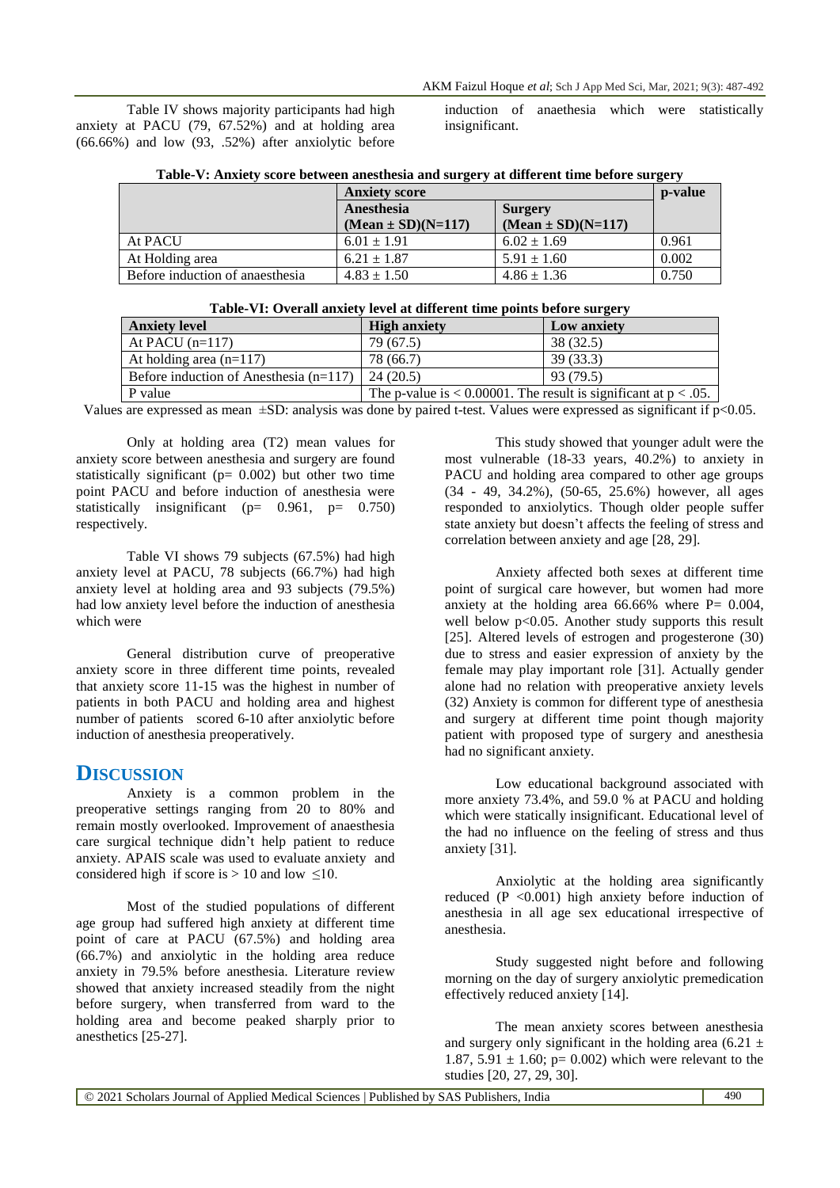Table IV shows majority participants had high anxiety at PACU (79, 67.52%) and at holding area (66.66%) and low (93, .52%) after anxiolytic before induction of anaesthesia which were statistically insignificant.

**Table-V: Anxiety score between anesthesia and surgery at different time before surgery**

| | Anxiety score | | p-value |
|---|---|---|---|
| | Anesthesia (Mean ± SD)(N=117) | Surgery (Mean ± SD)(N=117) | |
| At PACU | 6.01 ± 1.91 | 6.02 ± 1.69 | 0.961 |
| At Holding area | 6.21 ± 1.87 | 5.91 ± 1.60 | 0.002 |
| Before induction of anaesthesia | 4.83 ± 1.50 | 4.86 ± 1.36 | 0.750 |

**Table-VI: Overall anxiety level at different time points before surgery**

| Anxiety level | High anxiety | Low anxiety |
|---|---|---|
| At PACU (n=117) | 79 (67.5) | 38 (32.5) |
| At holding area (n=117) | 78 (66.7) | 39 (33.3) |
| Before induction of Anesthesia (n=117) | 24 (20.5) | 93 (79.5) |
| P value | The p-value is < 0.00001. The result is significant at p < .05. | |

Values are expressed as mean ±SD: analysis was done by paired t-test. Values were expressed as significant if p<0.05.

Only at holding area (T2) mean values for anxiety score between anesthesia and surgery are found statistically significant (p= 0.002) but other two time point PACU and before induction of anesthesia were statistically insignificant (p= 0.961, p= 0.750) respectively.

Table VI shows 79 subjects (67.5%) had high anxiety level at PACU, 78 subjects (66.7%) had high anxiety level at holding area and 93 subjects (79.5%) had low anxiety level before the induction of anesthesia which were

General distribution curve of preoperative anxiety score in three different time points, revealed that anxiety score 11-15 was the highest in number of patients in both PACU and holding area and highest number of patients scored 6-10 after anxiolytic before induction of anesthesia preoperatively.

## DISCUSSION

Anxiety is a common problem in the preoperative settings ranging from 20 to 80% and remain mostly overlooked. Improvement of anaesthesia care surgical technique didn't help patient to reduce anxiety. APAIS scale was used to evaluate anxiety and considered high if score is > 10 and low ≤10.

Most of the studied populations of different age group had suffered high anxiety at different time point of care at PACU (67.5%) and holding area (66.7%) and anxiolytic in the holding area reduce anxiety in 79.5% before anesthesia. Literature review showed that anxiety increased steadily from the night before surgery, when transferred from ward to the holding area and become peaked sharply prior to anesthetics [25-27].

This study showed that younger adult were the most vulnerable (18-33 years, 40.2%) to anxiety in PACU and holding area compared to other age groups (34 - 49, 34.2%), (50-65, 25.6%) however, all ages responded to anxiolytics. Though older people suffer state anxiety but doesn't affects the feeling of stress and correlation between anxiety and age [28, 29].

Anxiety affected both sexes at different time point of surgical care however, but women had more anxiety at the holding area 66.66% where P= 0.004, well below p<0.05. Another study supports this result [25]. Altered levels of estrogen and progesterone (30) due to stress and easier expression of anxiety by the female may play important role [31]. Actually gender alone had no relation with preoperative anxiety levels (32) Anxiety is common for different type of anesthesia and surgery at different time point though majority patient with proposed type of surgery and anesthesia had no significant anxiety.

Low educational background associated with more anxiety 73.4%, and 59.0 % at PACU and holding which were statically insignificant. Educational level of the had no influence on the feeling of stress and thus anxiety [31].

Anxiolytic at the holding area significantly reduced (P <0.001) high anxiety before induction of anesthesia in all age sex educational irrespective of anesthesia.

Study suggested night before and following morning on the day of surgery anxiolytic premedication effectively reduced anxiety [14].

The mean anxiety scores between anesthesia and surgery only significant in the holding area (6.21 ± 1.87, 5.91 ± 1.60; p= 0.002) which were relevant to the studies [20, 27, 29, 30].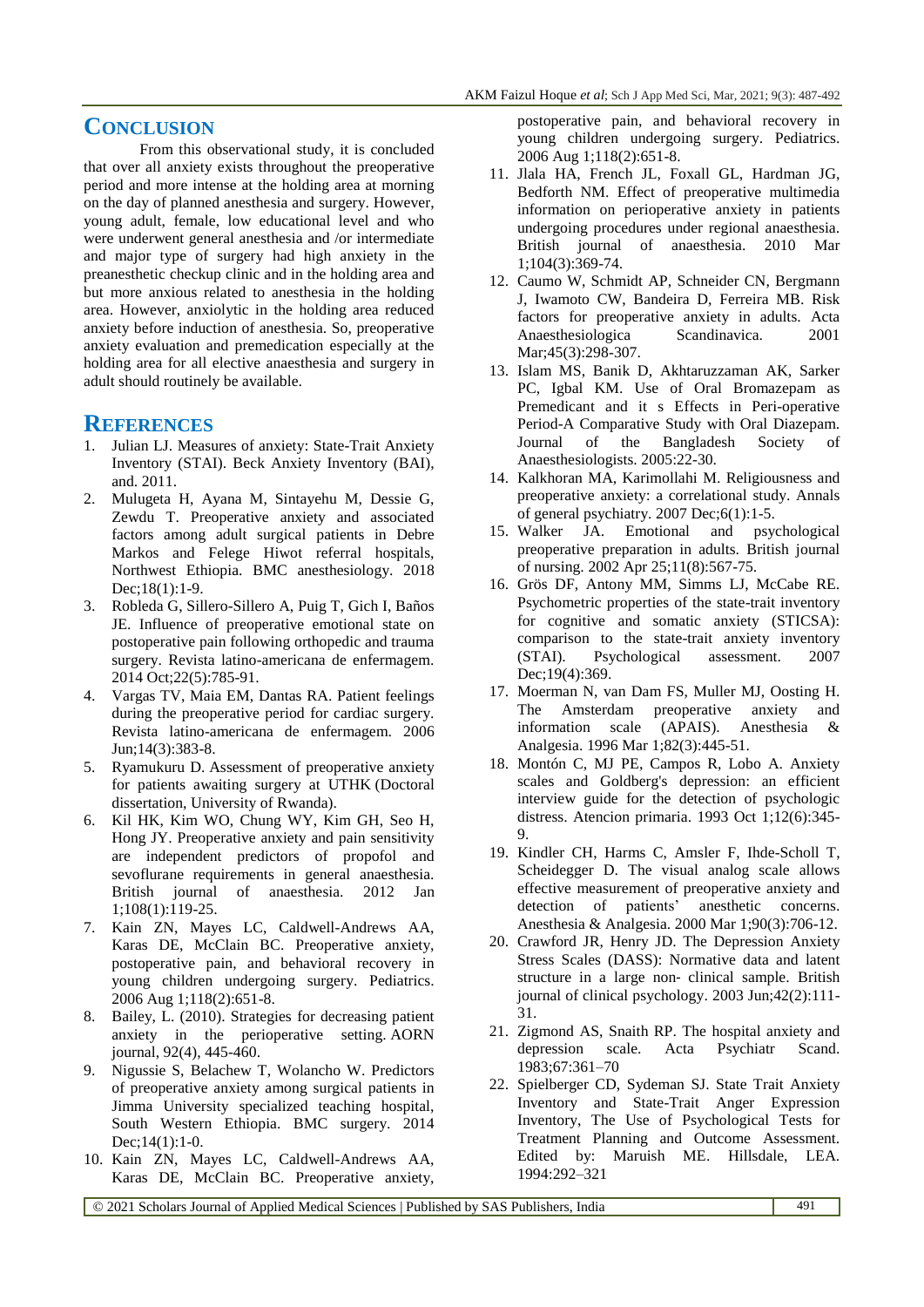## CONCLUSION

From this observational study, it is concluded that over all anxiety exists throughout the preoperative period and more intense at the holding area at morning on the day of planned anesthesia and surgery. However, young adult, female, low educational level and who were underwent general anesthesia and /or intermediate and major type of surgery had high anxiety in the preanesthetic checkup clinic and in the holding area and but more anxious related to anesthesia in the holding area. However, anxiolytic in the holding area reduced anxiety before induction of anesthesia. So, preoperative anxiety evaluation and premedication especially at the holding area for all elective anaesthesia and surgery in adult should routinely be available.

## REFERENCES

1. Julian LJ. Measures of anxiety: State-Trait Anxiety Inventory (STAI). Beck Anxiety Inventory (BAI), and. 2011.
2. Mulugeta H, Ayana M, Sintayehu M, Dessie G, Zewdu T. Preoperative anxiety and associated factors among adult surgical patients in Debre Markos and Felege Hiwot referral hospitals, Northwest Ethiopia. BMC anesthesiology. 2018 Dec;18(1):1-9.
3. Robleda G, Sillero-Sillero A, Puig T, Gich I, Baños JE. Influence of preoperative emotional state on postoperative pain following orthopedic and trauma surgery. Revista latino-americana de enfermagem. 2014 Oct;22(5):785-91.
4. Vargas TV, Maia EM, Dantas RA. Patient feelings during the preoperative period for cardiac surgery. Revista latino-americana de enfermagem. 2006 Jun;14(3):383-8.
5. Ryamukuru D. Assessment of preoperative anxiety for patients awaiting surgery at UTHK (Doctoral dissertation, University of Rwanda).
6. Kil HK, Kim WO, Chung WY, Kim GH, Seo H, Hong JY. Preoperative anxiety and pain sensitivity are independent predictors of propofol and sevoflurane requirements in general anaesthesia. British journal of anaesthesia. 2012 Jan 1;108(1):119-25.
7. Kain ZN, Mayes LC, Caldwell-Andrews AA, Karas DE, McClain BC. Preoperative anxiety, postoperative pain, and behavioral recovery in young children undergoing surgery. Pediatrics. 2006 Aug 1;118(2):651-8.
8. Bailey, L. (2010). Strategies for decreasing patient anxiety in the perioperative setting. AORN journal, 92(4), 445-460.
9. Nigussie S, Belachew T, Wolancho W. Predictors of preoperative anxiety among surgical patients in Jimma University specialized teaching hospital, South Western Ethiopia. BMC surgery. 2014 Dec;14(1):1-0.
10. Kain ZN, Mayes LC, Caldwell-Andrews AA, Karas DE, McClain BC. Preoperative anxiety, postoperative pain, and behavioral recovery in young children undergoing surgery. Pediatrics. 2006 Aug 1;118(2):651-8.
11. Jlala HA, French JL, Foxall GL, Hardman JG, Bedforth NM. Effect of preoperative multimedia information on perioperative anxiety in patients undergoing procedures under regional anaesthesia. British journal of anaesthesia. 2010 Mar 1;104(3):369-74.
12. Caumo W, Schmidt AP, Schneider CN, Bergmann J, Iwamoto CW, Bandeira D, Ferreira MB. Risk factors for preoperative anxiety in adults. Acta Anaesthesiologica Scandinavica. 2001 Mar;45(3):298-307.
13. Islam MS, Banik D, Akhtaruzzaman AK, Sarker PC, Igbal KM. Use of Oral Bromazepam as Premedicant and it s Effects in Peri-operative Period-A Comparative Study with Oral Diazepam. Journal of the Bangladesh Society of Anaesthesiologists. 2005:22-30.
14. Kalkhoran MA, Karimollahi M. Religiousness and preoperative anxiety: a correlational study. Annals of general psychiatry. 2007 Dec;6(1):1-5.
15. Walker JA. Emotional and psychological preoperative preparation in adults. British journal of nursing. 2002 Apr 25;11(8):567-75.
16. Grös DF, Antony MM, Simms LJ, McCabe RE. Psychometric properties of the state-trait inventory for cognitive and somatic anxiety (STICSA): comparison to the state-trait anxiety inventory (STAI). Psychological assessment. 2007 Dec;19(4):369.
17. Moerman N, van Dam FS, Muller MJ, Oosting H. The Amsterdam preoperative anxiety and information scale (APAIS). Anesthesia & Analgesia. 1996 Mar 1;82(3):445-51.
18. Montón C, MJ PE, Campos R, Lobo A. Anxiety scales and Goldberg's depression: an efficient interview guide for the detection of psychologic distress. Atencion primaria. 1993 Oct 1;12(6):345-9.
19. Kindler CH, Harms C, Amsler F, Ihde-Scholl T, Scheidegger D. The visual analog scale allows effective measurement of preoperative anxiety and detection of patients' anesthetic concerns. Anesthesia & Analgesia. 2000 Mar 1;90(3):706-12.
20. Crawford JR, Henry JD. The Depression Anxiety Stress Scales (DASS): Normative data and latent structure in a large non‐ clinical sample. British journal of clinical psychology. 2003 Jun;42(2):111-31.
21. Zigmond AS, Snaith RP. The hospital anxiety and depression scale. Acta Psychiatr Scand. 1983;67:361–70
22. Spielberger CD, Sydeman SJ. State Trait Anxiety Inventory and State-Trait Anger Expression Inventory, The Use of Psychological Tests for Treatment Planning and Outcome Assessment. Edited by: Maruish ME. Hillsdale, LEA. 1994:292–321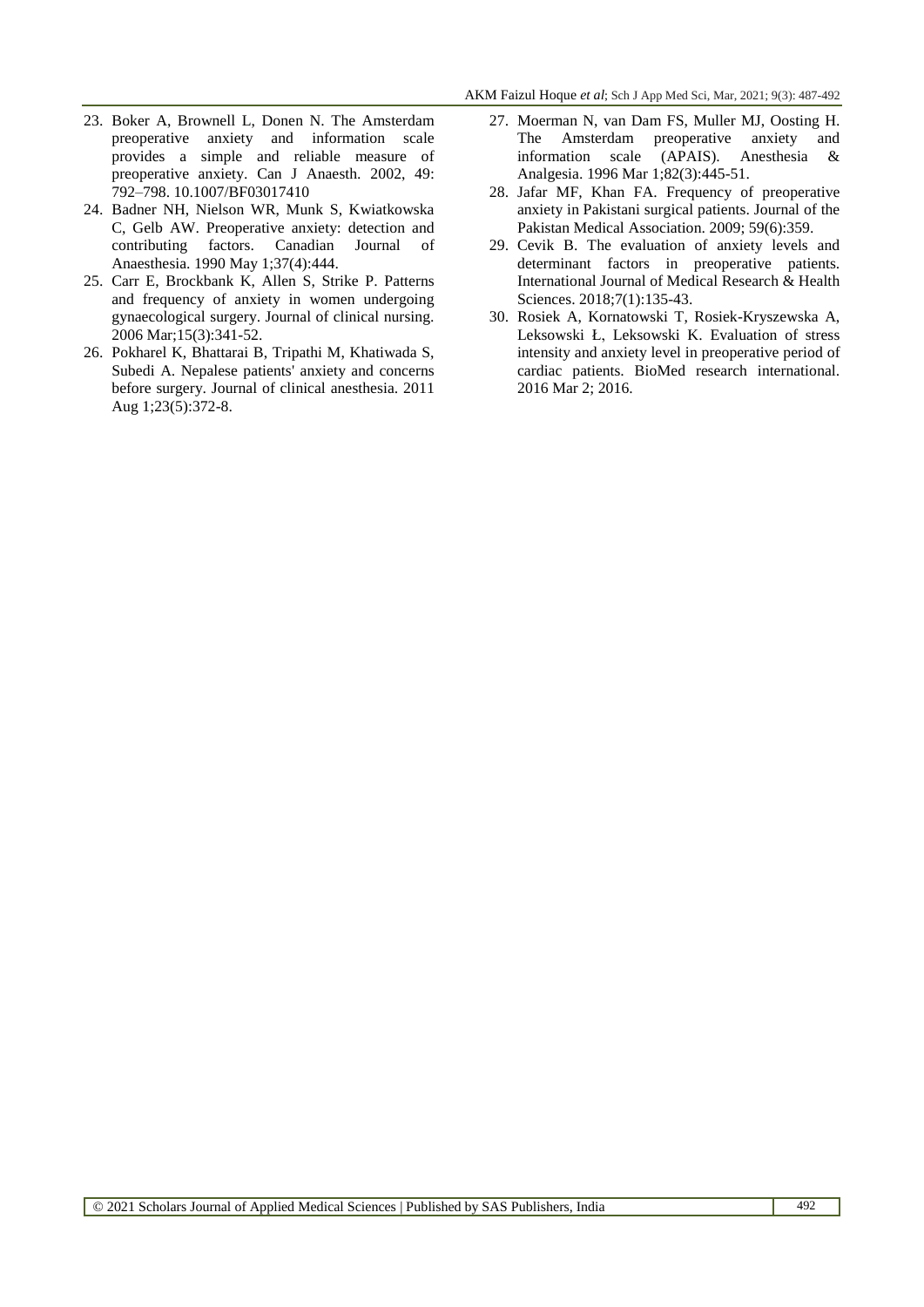23. Boker A, Brownell L, Donen N. The Amsterdam preoperative anxiety and information scale provides a simple and reliable measure of preoperative anxiety. Can J Anaesth. 2002, 49: 792–798. 10.1007/BF03017410
24. Badner NH, Nielson WR, Munk S, Kwiatkowska C, Gelb AW. Preoperative anxiety: detection and contributing factors. Canadian Journal of Anaesthesia. 1990 May 1;37(4):444.
25. Carr E, Brockbank K, Allen S, Strike P. Patterns and frequency of anxiety in women undergoing gynaecological surgery. Journal of clinical nursing. 2006 Mar;15(3):341-52.
26. Pokharel K, Bhattarai B, Tripathi M, Khatiwada S, Subedi A. Nepalese patients' anxiety and concerns before surgery. Journal of clinical anesthesia. 2011 Aug 1;23(5):372-8.
27. Moerman N, van Dam FS, Muller MJ, Oosting H. The Amsterdam preoperative anxiety and information scale (APAIS). Anesthesia & Analgesia. 1996 Mar 1;82(3):445-51.
28. Jafar MF, Khan FA. Frequency of preoperative anxiety in Pakistani surgical patients. Journal of the Pakistan Medical Association. 2009; 59(6):359.
29. Cevik B. The evaluation of anxiety levels and determinant factors in preoperative patients. International Journal of Medical Research & Health Sciences. 2018;7(1):135-43.
30. Rosiek A, Kornatowski T, Rosiek-Kryszewska A, Leksowski Ł, Leksowski K. Evaluation of stress intensity and anxiety level in preoperative period of cardiac patients. BioMed research international. 2016 Mar 2; 2016.